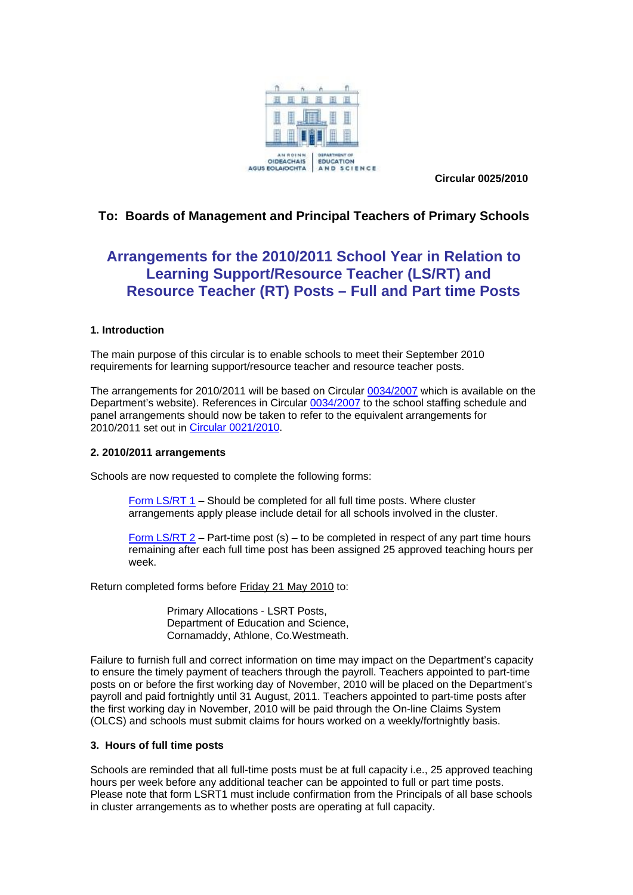AN ROINN OIDEACHAIS AGUS EOLAÍOCHTA | DEPARTMENT OF EDUCATION AND SCIENCE

**Circular 0025/2010**

### To: Boards of Management and Principal Teachers of Primary Schools

# Arrangements for the 2010/2011 School Year in Relation to Learning Support/Resource Teacher (LS/RT) and Resource Teacher (RT) Posts – Full and Part time Posts

**1. Introduction**

The main purpose of this circular is to enable schools to meet their September 2010 requirements for learning support/resource teacher and resource teacher posts.

The arrangements for 2010/2011 will be based on Circular 0034/2007 which is available on the Department's website). References in Circular 0034/2007 to the school staffing schedule and panel arrangements should now be taken to refer to the equivalent arrangements for 2010/2011 set out in Circular 0021/2010.

**2. 2010/2011 arrangements**

Schools are now requested to complete the following forms:

> Form LS/RT 1 – Should be completed for all full time posts. Where cluster arrangements apply please include detail for all schools involved in the cluster.
>
> Form LS/RT 2 – Part-time post (s) – to be completed in respect of any part time hours remaining after each full time post has been assigned 25 approved teaching hours per week.

Return completed forms before Friday 21 May 2010 to:

> Primary Allocations - LSRT Posts,
> Department of Education and Science,
> Cornamaddy, Athlone, Co.Westmeath.

Failure to furnish full and correct information on time may impact on the Department's capacity to ensure the timely payment of teachers through the payroll. Teachers appointed to part-time posts on or before the first working day of November, 2010 will be placed on the Department's payroll and paid fortnightly until 31 August, 2011. Teachers appointed to part-time posts after the first working day in November, 2010 will be paid through the On-line Claims System (OLCS) and schools must submit claims for hours worked on a weekly/fortnightly basis.

**3. Hours of full time posts**

Schools are reminded that all full-time posts must be at full capacity i.e., 25 approved teaching hours per week before any additional teacher can be appointed to full or part time posts. Please note that form LSRT1 must include confirmation from the Principals of all base schools in cluster arrangements as to whether posts are operating at full capacity.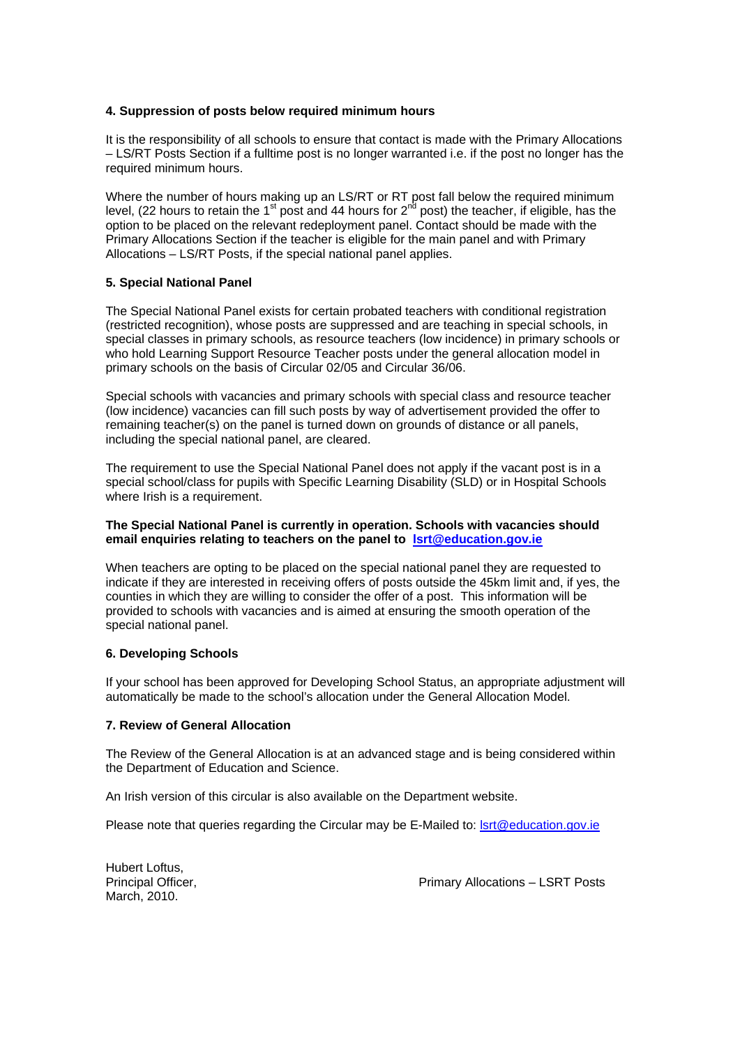#### 4. Suppression of posts below required minimum hours

It is the responsibility of all schools to ensure that contact is made with the Primary Allocations – LS/RT Posts Section if a fulltime post is no longer warranted i.e. if the post no longer has the required minimum hours.

Where the number of hours making up an LS/RT or RT post fall below the required minimum level, (22 hours to retain the 1st post and 44 hours for 2nd post) the teacher, if eligible, has the option to be placed on the relevant redeployment panel. Contact should be made with the Primary Allocations Section if the teacher is eligible for the main panel and with Primary Allocations – LS/RT Posts, if the special national panel applies.

#### 5. Special National Panel

The Special National Panel exists for certain probated teachers with conditional registration (restricted recognition), whose posts are suppressed and are teaching in special schools, in special classes in primary schools, as resource teachers (low incidence) in primary schools or who hold Learning Support Resource Teacher posts under the general allocation model in primary schools on the basis of Circular 02/05 and Circular 36/06.

Special schools with vacancies and primary schools with special class and resource teacher (low incidence) vacancies can fill such posts by way of advertisement provided the offer to remaining teacher(s) on the panel is turned down on grounds of distance or all panels, including the special national panel, are cleared.

The requirement to use the Special National Panel does not apply if the vacant post is in a special school/class for pupils with Specific Learning Disability (SLD) or in Hospital Schools where Irish is a requirement.

**The Special National Panel is currently in operation. Schools with vacancies should email enquiries relating to teachers on the panel to lsrt@education.gov.ie**

When teachers are opting to be placed on the special national panel they are requested to indicate if they are interested in receiving offers of posts outside the 45km limit and, if yes, the counties in which they are willing to consider the offer of a post. This information will be provided to schools with vacancies and is aimed at ensuring the smooth operation of the special national panel.

#### 6. Developing Schools

If your school has been approved for Developing School Status, an appropriate adjustment will automatically be made to the school's allocation under the General Allocation Model.

#### 7. Review of General Allocation

The Review of the General Allocation is at an advanced stage and is being considered within the Department of Education and Science.

An Irish version of this circular is also available on the Department website.

Please note that queries regarding the Circular may be E-Mailed to: lsrt@education.gov.ie

Hubert Loftus,
Principal Officer, Primary Allocations – LSRT Posts
March, 2010.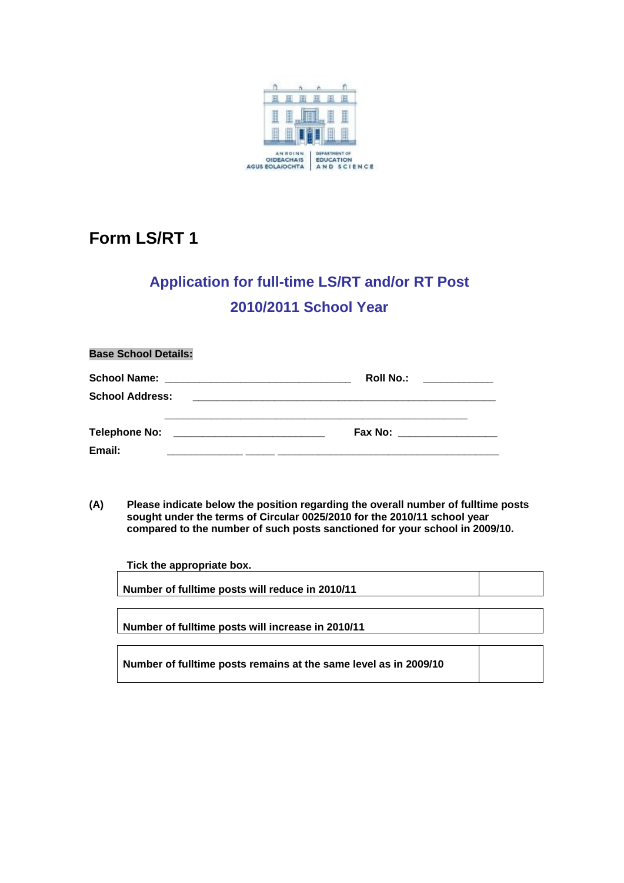AN ROINN OIDEACHAIS AGUS EOLAÍOCHTA | DEPARTMENT OF EDUCATION AND SCIENCE

# Form LS/RT 1

## Application for full-time LS/RT and/or RT Post

## 2010/2011 School Year

**Base School Details:**

**School Name:** ______________________________ **Roll No.:** ___________

**School Address:** ______________________________________________

______________________________________________

**Telephone No:** ________________________ **Fax No:** ________________

**Email:** ____________ _____ ___________________________________

**(A)** **Please indicate below the position regarding the overall number of fulltime posts sought under the terms of Circular 0025/2010 for the 2010/11 school year compared to the number of such posts sanctioned for your school in 2009/10.**

**Tick the appropriate box.**

| | |
|---|---|
| **Number of fulltime posts will reduce in 2010/11** | |
| **Number of fulltime posts will increase in 2010/11** | |
| **Number of fulltime posts remains at the same level as in 2009/10** | |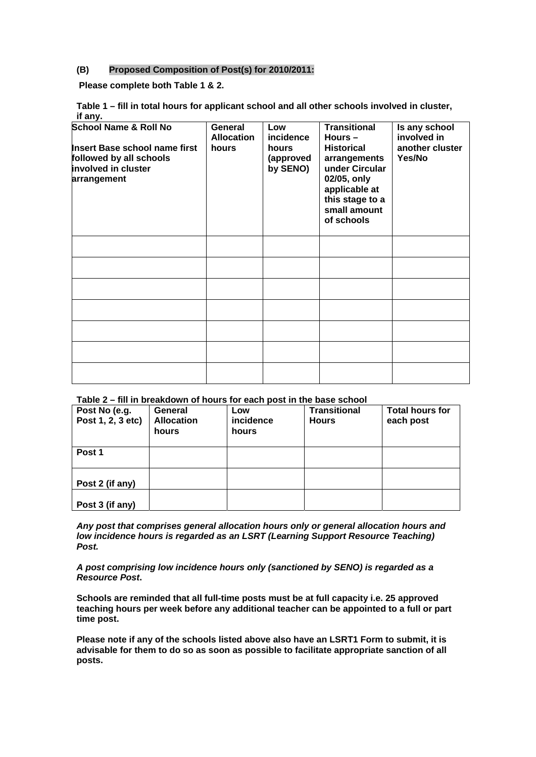**(B) Proposed Composition of Post(s) for 2010/2011:**

**Please complete both Table 1 & 2.**

**Table 1 – fill in total hours for applicant school and all other schools involved in cluster, if any.**

| School Name & Roll No<br><br>Insert Base school name first followed by all schools involved in cluster arrangement | General Allocation hours | Low incidence hours (approved by SENO) | Transitional Hours – Historical arrangements under Circular 02/05, only applicable at this stage to a small amount of schools | Is any school involved in another cluster Yes/No |
|---|---|---|---|---|
| | | | | |
| | | | | |
| | | | | |
| | | | | |
| | | | | |
| | | | | |
| | | | | |

**Table 2 – fill in breakdown of hours for each post in the base school**

| Post No (e.g. Post 1, 2, 3 etc) | General Allocation hours | Low incidence hours | Transitional Hours | Total hours for each post |
|---|---|---|---|---|
| Post 1 | | | | |
| Post 2 (if any) | | | | |
| Post 3 (if any) | | | | |

***Any post that comprises general allocation hours only or general allocation hours and low incidence hours is regarded as an LSRT (Learning Support Resource Teaching) Post.***

***A post comprising low incidence hours only (sanctioned by SENO) is regarded as a Resource Post*.**

**Schools are reminded that all full-time posts must be at full capacity i.e. 25 approved teaching hours per week before any additional teacher can be appointed to a full or part time post.**

**Please note if any of the schools listed above also have an LSRT1 Form to submit, it is advisable for them to do so as soon as possible to facilitate appropriate sanction of all posts.**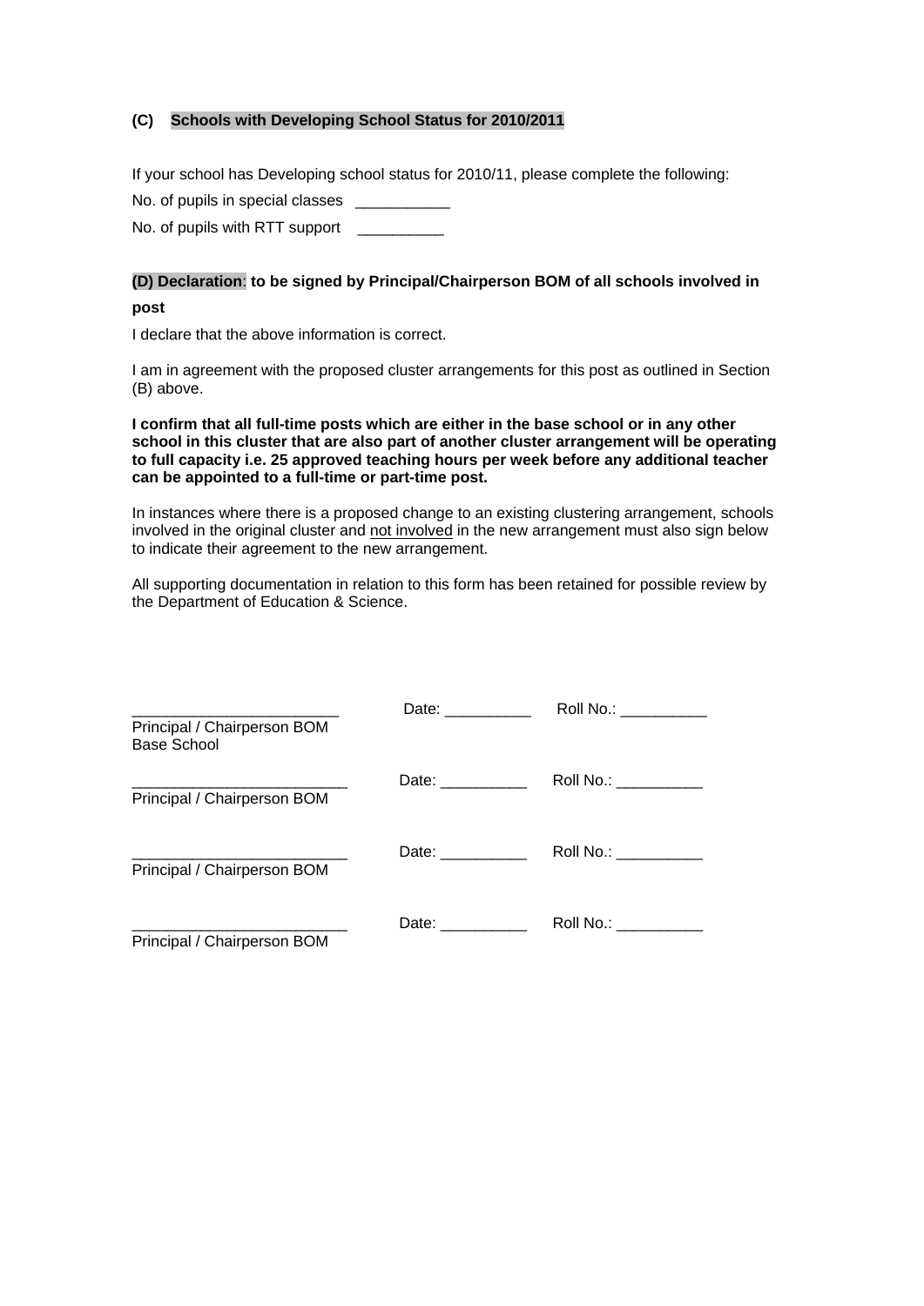### (C) Schools with Developing School Status for 2010/2011

If your school has Developing school status for 2010/11, please complete the following:

No. of pupils in special classes ___________

No. of pupils with RTT support __________

### (D) Declaration: to be signed by Principal/Chairperson BOM of all schools involved in post

I declare that the above information is correct.

I am in agreement with the proposed cluster arrangements for this post as outlined in Section (B) above.

**I confirm that all full-time posts which are either in the base school or in any other school in this cluster that are also part of another cluster arrangement will be operating to full capacity i.e. 25 approved teaching hours per week before any additional teacher can be appointed to a full-time or part-time post.**

In instances where there is a proposed change to an existing clustering arrangement, schools involved in the original cluster and not involved in the new arrangement must also sign below to indicate their agreement to the new arrangement.

All supporting documentation in relation to this form has been retained for possible review by the Department of Education & Science.

________________________ Date: __________ Roll No.: __________
Principal / Chairperson BOM
Base School

_________________________ Date: __________ Roll No.: __________
Principal / Chairperson BOM

_________________________ Date: __________ Roll No.: __________
Principal / Chairperson BOM

_________________________ Date: __________ Roll No.: __________
Principal / Chairperson BOM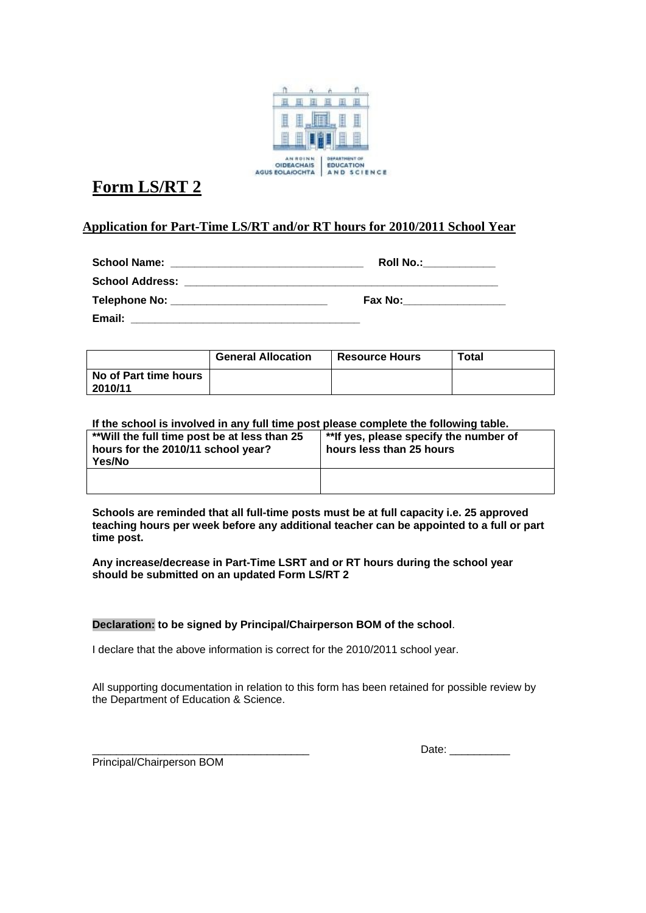AN ROINN OIDEACHAIS AGUS EOLAÍOCHTA | DEPARTMENT OF EDUCATION AND SCIENCE

# Form LS/RT 2

## Application for Part-Time LS/RT and/or RT hours for 2010/2011 School Year

**School Name:** ________________________________ **Roll No.:**____________

**School Address:** ____________________________________________________

**Telephone No:** __________________________ **Fax No:**_________________

**Email:** ______________________________________

| | General Allocation | Resource Hours | Total |
|---|---|---|---|
| **No of Part time hours 2010/11** | | | |

**If the school is involved in any full time post please complete the following table.**

| **Will the full time post be at less than 25 hours for the 2010/11 school year? Yes/No | **If yes, please specify the number of hours less than 25 hours |
|---|---|
| | |

**Schools are reminded that all full-time posts must be at full capacity i.e. 25 approved teaching hours per week before any additional teacher can be appointed to a full or part time post.**

**Any increase/decrease in Part-Time LSRT and or RT hours during the school year should be submitted on an updated Form LS/RT 2**

**Declaration: to be signed by Principal/Chairperson BOM of the school**.

I declare that the above information is correct for the 2010/2011 school year.

All supporting documentation in relation to this form has been retained for possible review by the Department of Education & Science.

____________________________________ Date: __________

Principal/Chairperson BOM